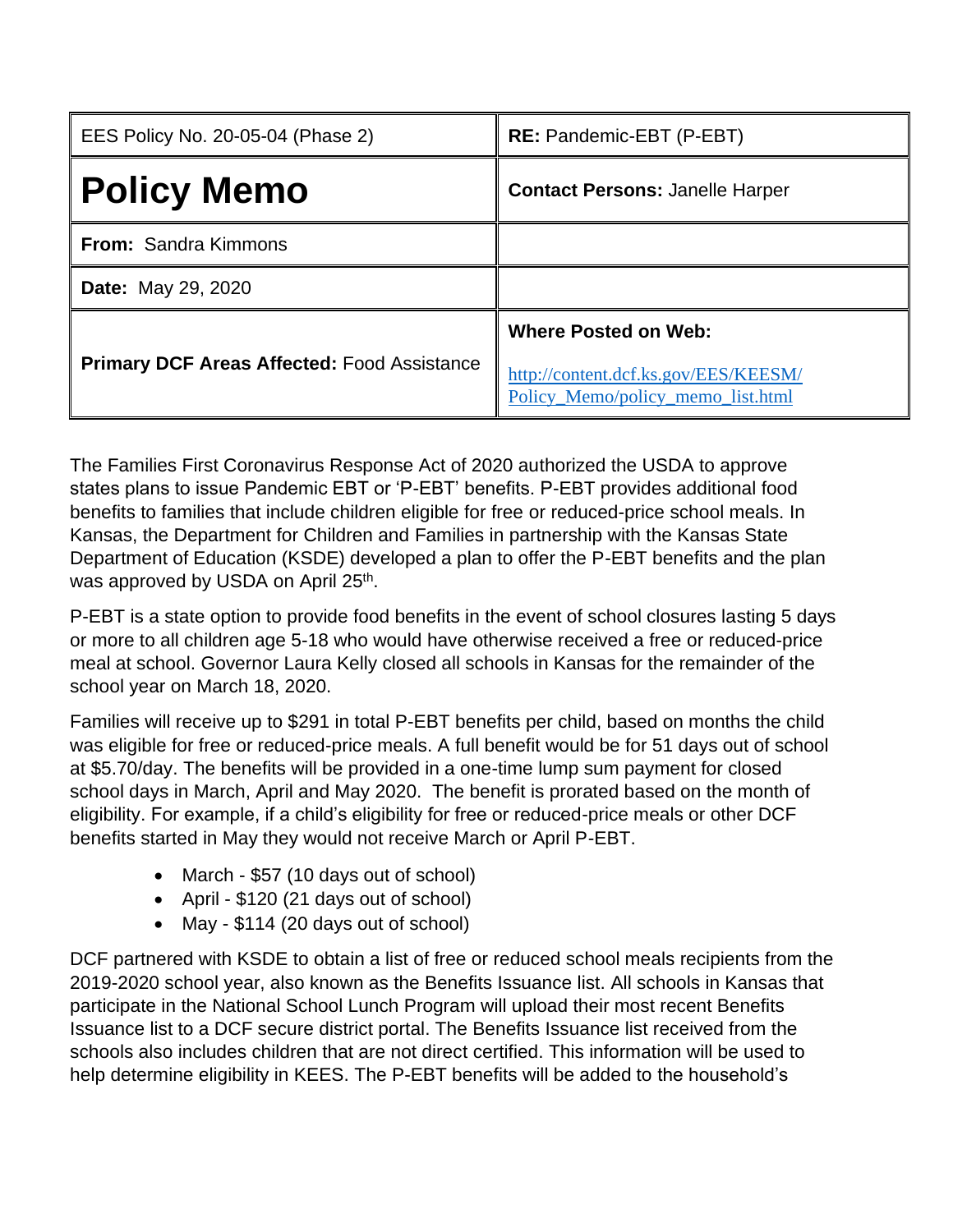| EES Policy No. 20-05-04 (Phase 2) | **RE:** Pandemic-EBT (P-EBT) |
|---|---|
| **Policy Memo** | **Contact Persons:** Janelle Harper |
| **From:** Sandra Kimmons | |
| **Date:** May 29, 2020 | |
| **Primary DCF Areas Affected:** Food Assistance | **Where Posted on Web:** http://content.dcf.ks.gov/EES/KEESM/Policy_Memo/policy_memo_list.html |

The Families First Coronavirus Response Act of 2020 authorized the USDA to approve states plans to issue Pandemic EBT or 'P-EBT' benefits. P-EBT provides additional food benefits to families that include children eligible for free or reduced-price school meals. In Kansas, the Department for Children and Families in partnership with the Kansas State Department of Education (KSDE) developed a plan to offer the P-EBT benefits and the plan was approved by USDA on April 25th.

P-EBT is a state option to provide food benefits in the event of school closures lasting 5 days or more to all children age 5-18 who would have otherwise received a free or reduced-price meal at school. Governor Laura Kelly closed all schools in Kansas for the remainder of the school year on March 18, 2020.

Families will receive up to $291 in total P-EBT benefits per child, based on months the child was eligible for free or reduced-price meals. A full benefit would be for 51 days out of school at $5.70/day. The benefits will be provided in a one-time lump sum payment for closed school days in March, April and May 2020. The benefit is prorated based on the month of eligibility. For example, if a child's eligibility for free or reduced-price meals or other DCF benefits started in May they would not receive March or April P-EBT.

- March - $57 (10 days out of school)
- April - $120 (21 days out of school)
- May - $114 (20 days out of school)

DCF partnered with KSDE to obtain a list of free or reduced school meals recipients from the 2019-2020 school year, also known as the Benefits Issuance list. All schools in Kansas that participate in the National School Lunch Program will upload their most recent Benefits Issuance list to a DCF secure district portal. The Benefits Issuance list received from the schools also includes children that are not direct certified. This information will be used to help determine eligibility in KEES. The P-EBT benefits will be added to the household's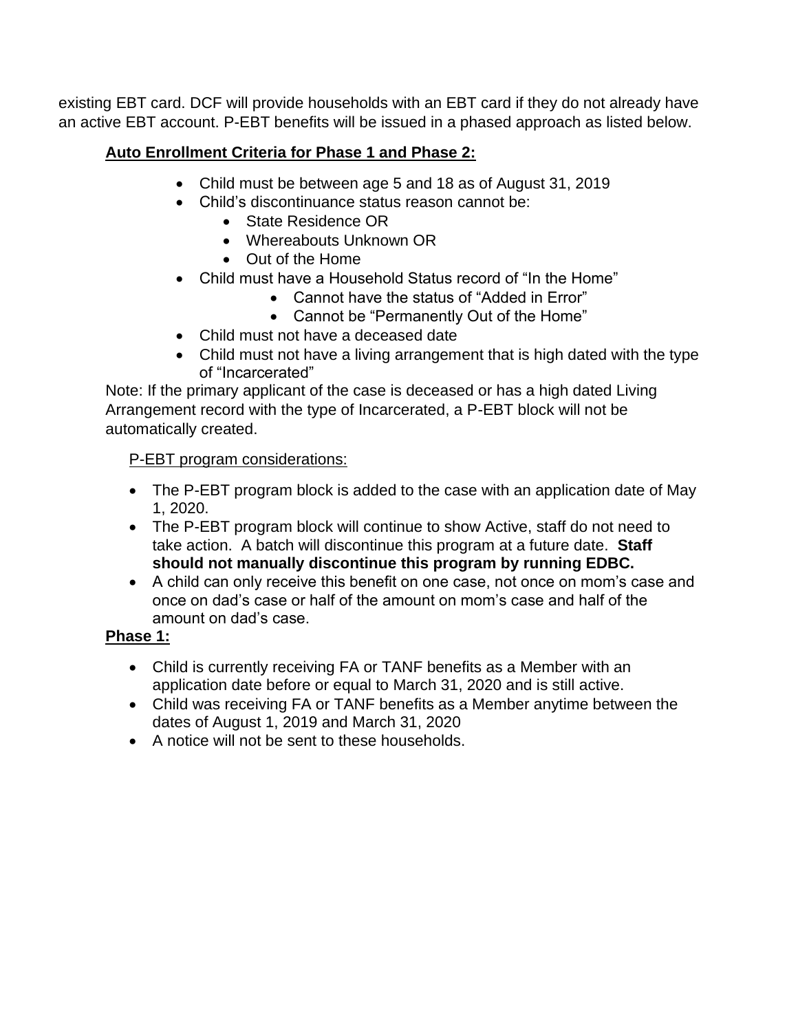existing EBT card. DCF will provide households with an EBT card if they do not already have an active EBT account. P-EBT benefits will be issued in a phased approach as listed below.

**Auto Enrollment Criteria for Phase 1 and Phase 2:**

- Child must be between age 5 and 18 as of August 31, 2019
- Child's discontinuance status reason cannot be:
  - State Residence OR
  - Whereabouts Unknown OR
  - Out of the Home
- Child must have a Household Status record of "In the Home"
  - Cannot have the status of "Added in Error"
  - Cannot be "Permanently Out of the Home"
- Child must not have a deceased date
- Child must not have a living arrangement that is high dated with the type of "Incarcerated"

Note: If the primary applicant of the case is deceased or has a high dated Living Arrangement record with the type of Incarcerated, a P-EBT block will not be automatically created.

P-EBT program considerations:

- The P-EBT program block is added to the case with an application date of May 1, 2020.
- The P-EBT program block will continue to show Active, staff do not need to take action. A batch will discontinue this program at a future date. **Staff should not manually discontinue this program by running EDBC.**
- A child can only receive this benefit on one case, not once on mom's case and once on dad's case or half of the amount on mom's case and half of the amount on dad's case.

**Phase 1:**

- Child is currently receiving FA or TANF benefits as a Member with an application date before or equal to March 31, 2020 and is still active.
- Child was receiving FA or TANF benefits as a Member anytime between the dates of August 1, 2019 and March 31, 2020
- A notice will not be sent to these households.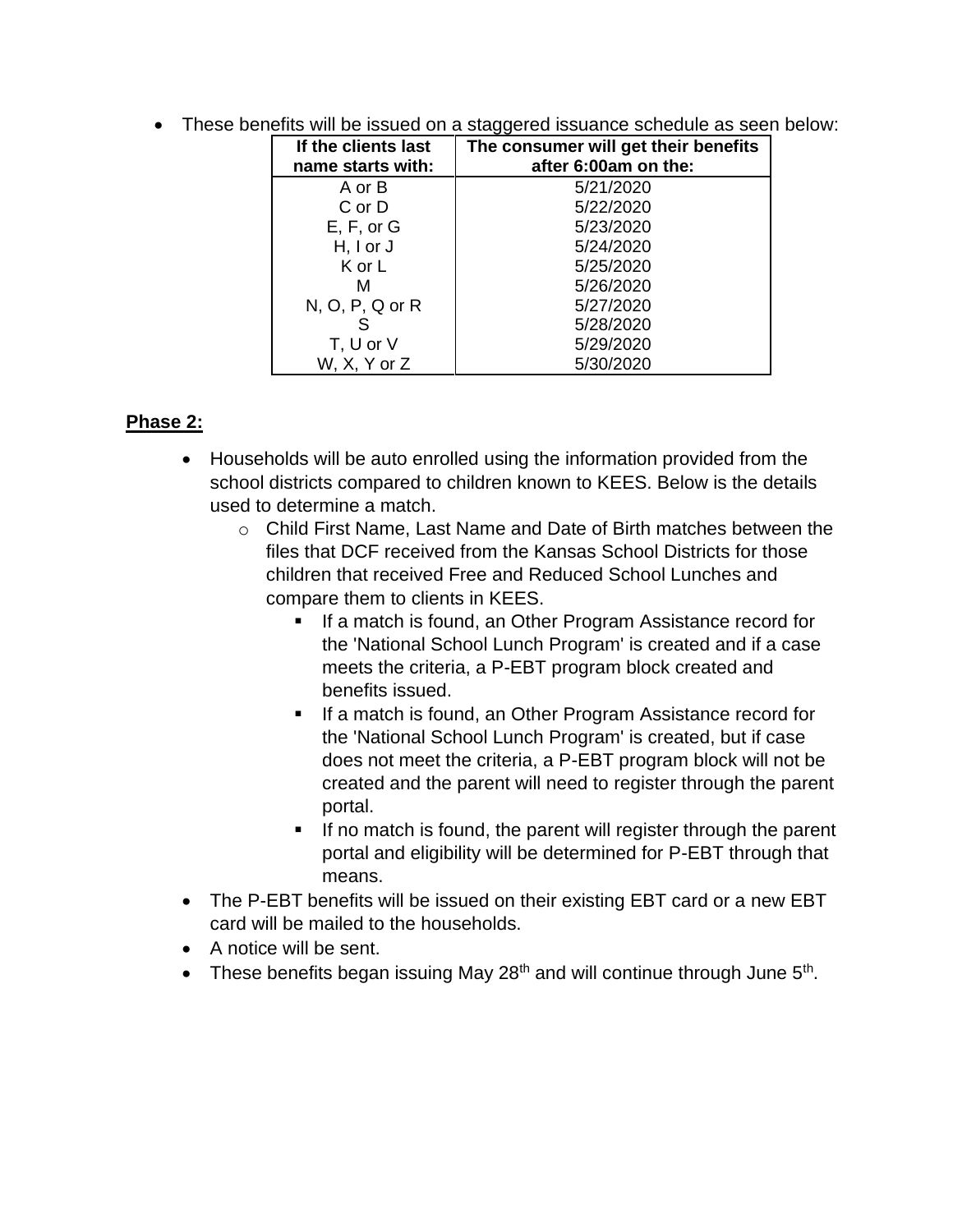- These benefits will be issued on a staggered issuance schedule as seen below:

| If the clients last name starts with: | The consumer will get their benefits after 6:00am on the: |
|---|---|
| A or B | 5/21/2020 |
| C or D | 5/22/2020 |
| E, F, or G | 5/23/2020 |
| H, I or J | 5/24/2020 |
| K or L | 5/25/2020 |
| M | 5/26/2020 |
| N, O, P, Q or R | 5/27/2020 |
| S | 5/28/2020 |
| T, U or V | 5/29/2020 |
| W, X, Y or Z | 5/30/2020 |

**Phase 2:**

- Households will be auto enrolled using the information provided from the school districts compared to children known to KEES. Below is the details used to determine a match.
  - Child First Name, Last Name and Date of Birth matches between the files that DCF received from the Kansas School Districts for those children that received Free and Reduced School Lunches and compare them to clients in KEES.
    - If a match is found, an Other Program Assistance record for the 'National School Lunch Program' is created and if a case meets the criteria, a P-EBT program block created and benefits issued.
    - If a match is found, an Other Program Assistance record for the 'National School Lunch Program' is created, but if case does not meet the criteria, a P-EBT program block will not be created and the parent will need to register through the parent portal.
    - If no match is found, the parent will register through the parent portal and eligibility will be determined for P-EBT through that means.
- The P-EBT benefits will be issued on their existing EBT card or a new EBT card will be mailed to the households.
- A notice will be sent.
- These benefits began issuing May 28th and will continue through June 5th.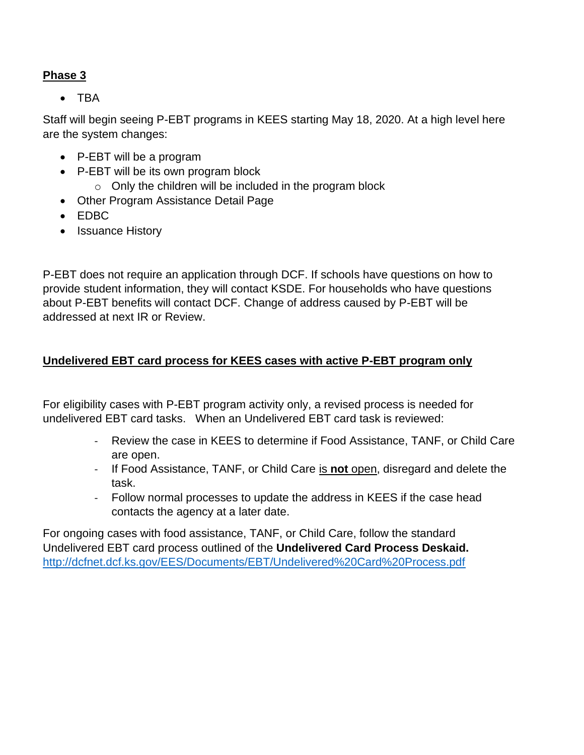**Phase 3**

- TBA

Staff will begin seeing P-EBT programs in KEES starting May 18, 2020. At a high level here are the system changes:

- P-EBT will be a program
- P-EBT will be its own program block
    - Only the children will be included in the program block
- Other Program Assistance Detail Page
- EDBC
- Issuance History

P-EBT does not require an application through DCF. If schools have questions on how to provide student information, they will contact KSDE. For households who have questions about P-EBT benefits will contact DCF. Change of address caused by P-EBT will be addressed at next IR or Review.

**Undelivered EBT card process for KEES cases with active P-EBT program only**

For eligibility cases with P-EBT program activity only, a revised process is needed for undelivered EBT card tasks. When an Undelivered EBT card task is reviewed:

- Review the case in KEES to determine if Food Assistance, TANF, or Child Care are open.
- If Food Assistance, TANF, or Child Care is **not** open, disregard and delete the task.
- Follow normal processes to update the address in KEES if the case head contacts the agency at a later date.

For ongoing cases with food assistance, TANF, or Child Care, follow the standard Undelivered EBT card process outlined of the **Undelivered Card Process Deskaid.** http://dcfnet.dcf.ks.gov/EES/Documents/EBT/Undelivered%20Card%20Process.pdf